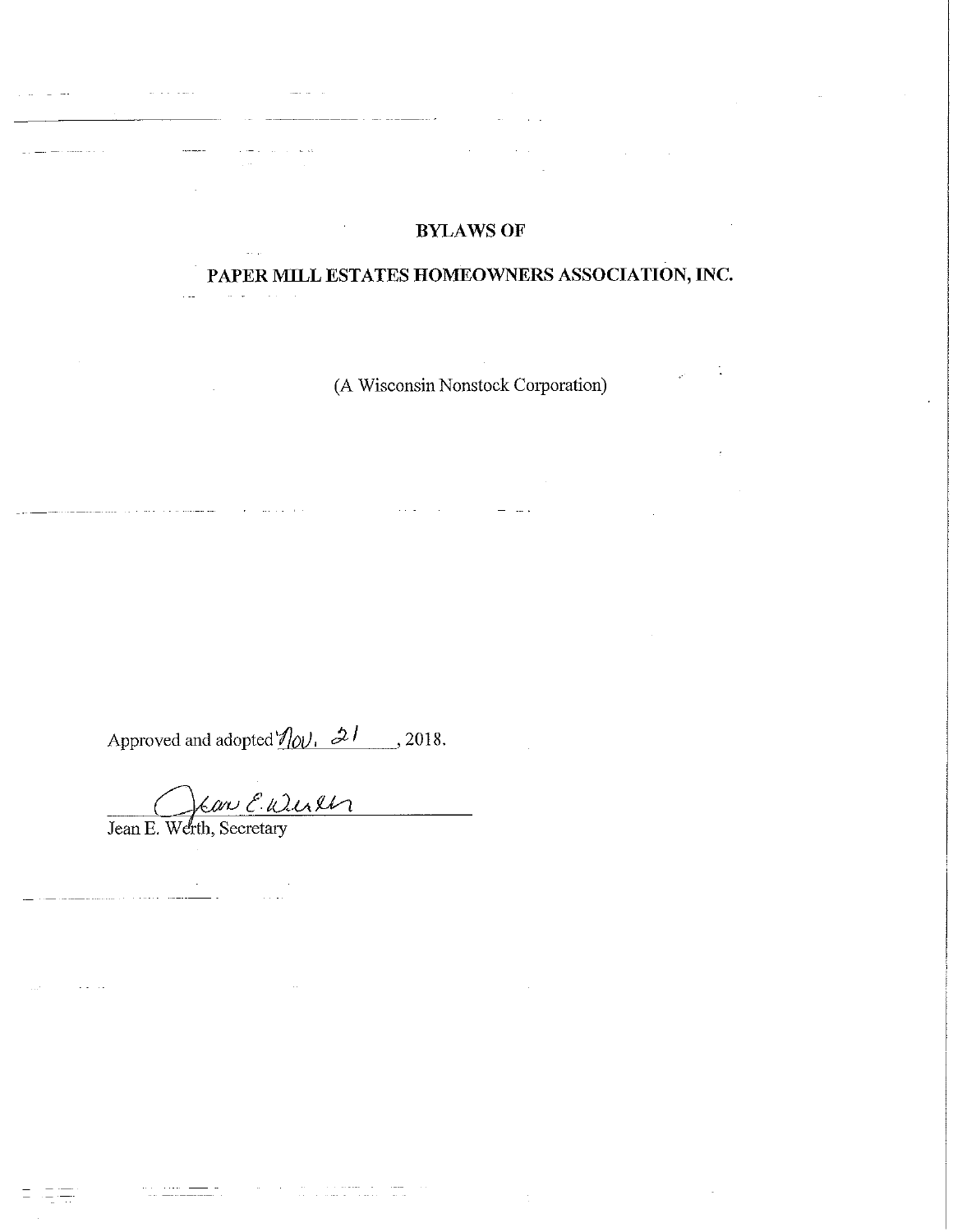# BYLAWS OF

# PAPER MILL ESTATES HOMEOWNERS ASSOCIATION, INC.

(A Wisconsin Nonstock Corporation)

Approved and adopted Nov. 21, 2018.

Jean E. Werth, Secretary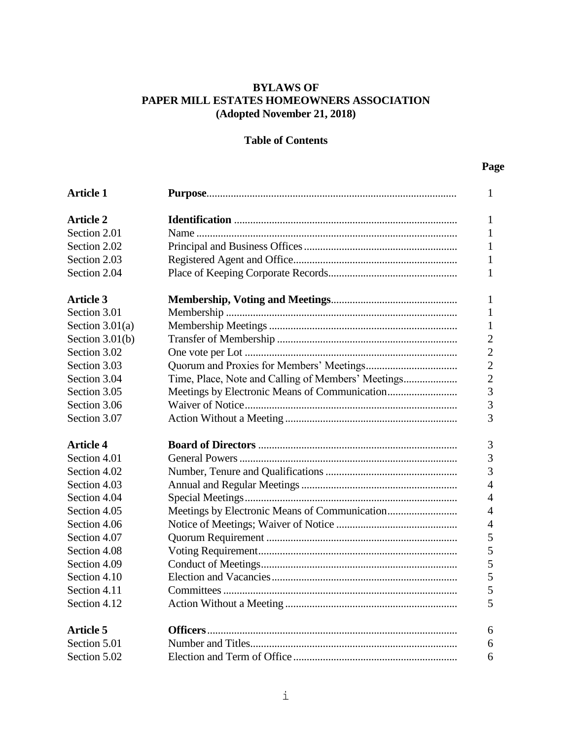**BYLAWS OF**
**PAPER MILL ESTATES HOMEOWNERS ASSOCIATION**
**(Adopted November 21, 2018)**

**Table of Contents**

| | | **Page** |
|---|---|---|
| **Article 1** | **Purpose** | 1 |
| **Article 2** | **Identification** | 1 |
| Section 2.01 | Name | 1 |
| Section 2.02 | Principal and Business Offices | 1 |
| Section 2.03 | Registered Agent and Office | 1 |
| Section 2.04 | Place of Keeping Corporate Records | 1 |
| **Article 3** | **Membership, Voting and Meetings** | 1 |
| Section 3.01 | Membership | 1 |
| Section 3.01(a) | Membership Meetings | 1 |
| Section 3.01(b) | Transfer of Membership | 2 |
| Section 3.02 | One vote per Lot | 2 |
| Section 3.03 | Quorum and Proxies for Members' Meetings | 2 |
| Section 3.04 | Time, Place, Note and Calling of Members' Meetings | 2 |
| Section 3.05 | Meetings by Electronic Means of Communication | 3 |
| Section 3.06 | Waiver of Notice | 3 |
| Section 3.07 | Action Without a Meeting | 3 |
| **Article 4** | **Board of Directors** | 3 |
| Section 4.01 | General Powers | 3 |
| Section 4.02 | Number, Tenure and Qualifications | 3 |
| Section 4.03 | Annual and Regular Meetings | 4 |
| Section 4.04 | Special Meetings | 4 |
| Section 4.05 | Meetings by Electronic Means of Communication | 4 |
| Section 4.06 | Notice of Meetings; Waiver of Notice | 4 |
| Section 4.07 | Quorum Requirement | 5 |
| Section 4.08 | Voting Requirement | 5 |
| Section 4.09 | Conduct of Meetings | 5 |
| Section 4.10 | Election and Vacancies | 5 |
| Section 4.11 | Committees | 5 |
| Section 4.12 | Action Without a Meeting | 5 |
| **Article 5** | **Officers** | 6 |
| Section 5.01 | Number and Titles | 6 |
| Section 5.02 | Election and Term of Office | 6 |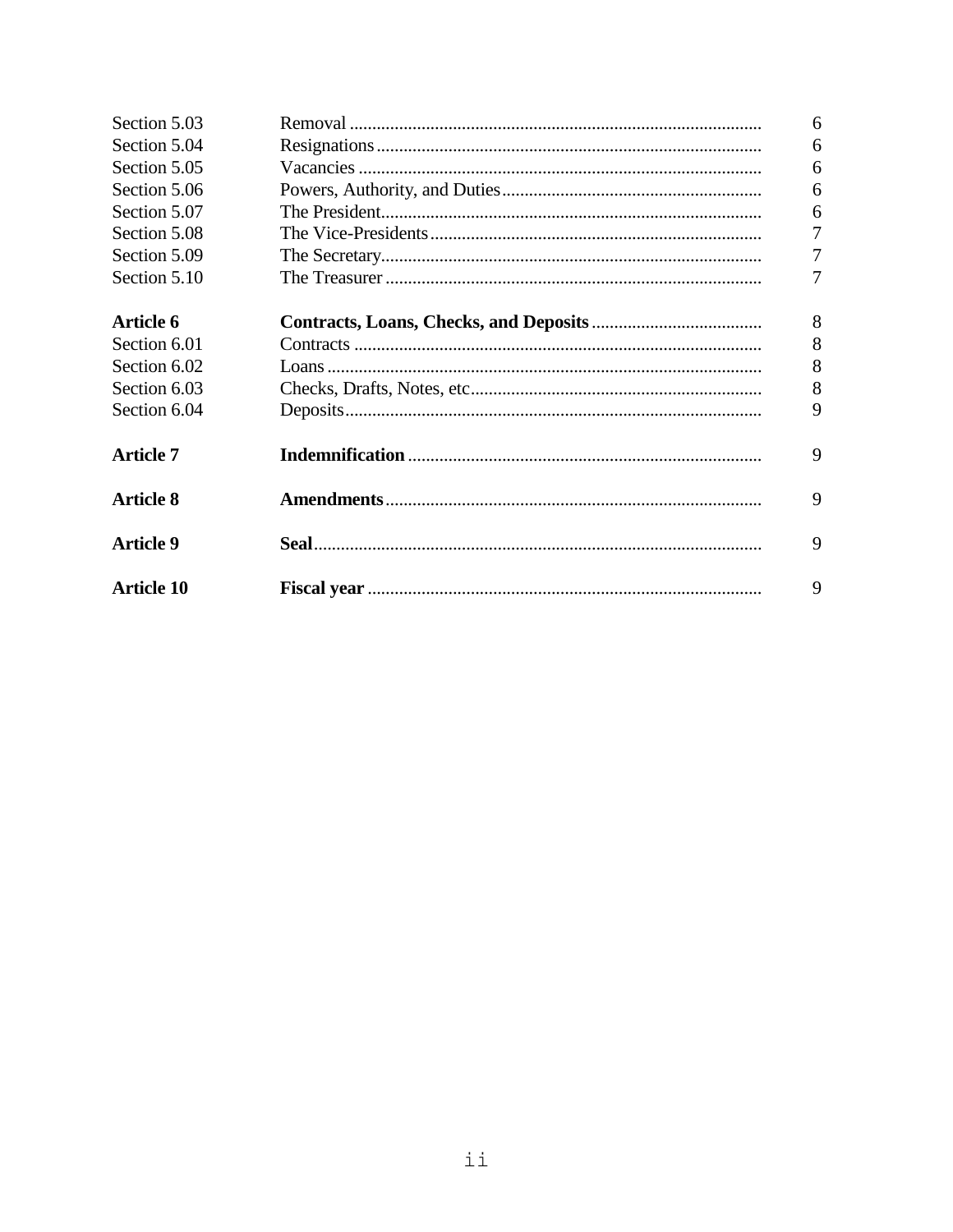| | | |
|---|---|---|
| Section 5.03 | Removal | 6 |
| Section 5.04 | Resignations | 6 |
| Section 5.05 | Vacancies | 6 |
| Section 5.06 | Powers, Authority, and Duties | 6 |
| Section 5.07 | The President | 6 |
| Section 5.08 | The Vice-Presidents | 7 |
| Section 5.09 | The Secretary | 7 |
| Section 5.10 | The Treasurer | 7 |
| **Article 6** | **Contracts, Loans, Checks, and Deposits** | 8 |
| Section 6.01 | Contracts | 8 |
| Section 6.02 | Loans | 8 |
| Section 6.03 | Checks, Drafts, Notes, etc | 8 |
| Section 6.04 | Deposits | 9 |
| **Article 7** | **Indemnification** | 9 |
| **Article 8** | **Amendments** | 9 |
| **Article 9** | **Seal** | 9 |
| **Article 10** | **Fiscal year** | 9 |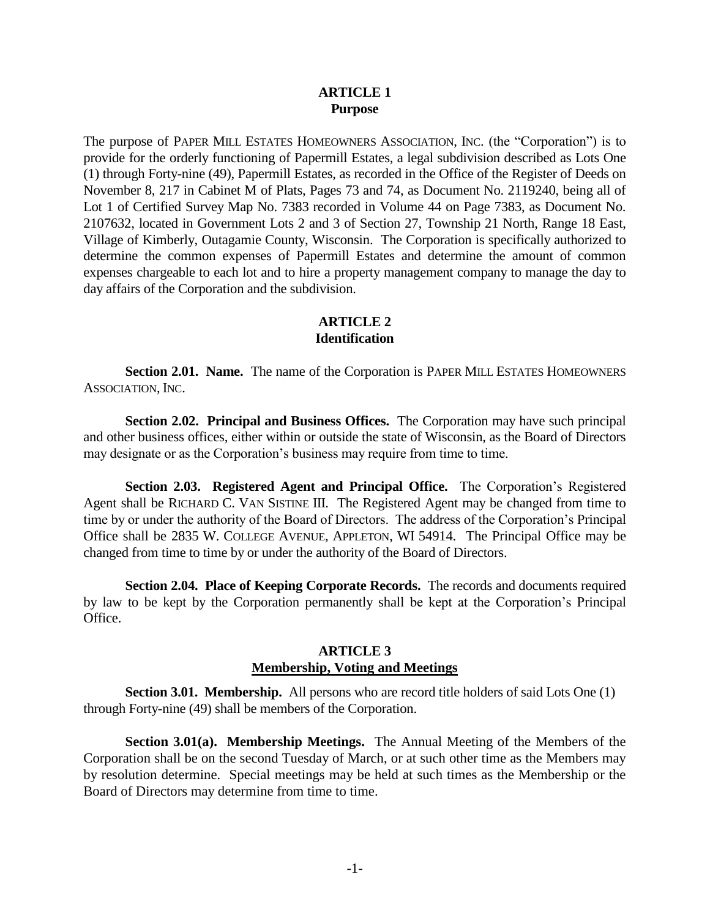## ARTICLE 1
### Purpose

The purpose of PAPER MILL ESTATES HOMEOWNERS ASSOCIATION, INC. (the "Corporation") is to provide for the orderly functioning of Papermill Estates, a legal subdivision described as Lots One (1) through Forty-nine (49), Papermill Estates, as recorded in the Office of the Register of Deeds on November 8, 217 in Cabinet M of Plats, Pages 73 and 74, as Document No. 2119240, being all of Lot 1 of Certified Survey Map No. 7383 recorded in Volume 44 on Page 7383, as Document No. 2107632, located in Government Lots 2 and 3 of Section 27, Township 21 North, Range 18 East, Village of Kimberly, Outagamie County, Wisconsin. The Corporation is specifically authorized to determine the common expenses of Papermill Estates and determine the amount of common expenses chargeable to each lot and to hire a property management company to manage the day to day affairs of the Corporation and the subdivision.

## ARTICLE 2
### Identification

**Section 2.01. Name.** The name of the Corporation is PAPER MILL ESTATES HOMEOWNERS ASSOCIATION, INC.

**Section 2.02. Principal and Business Offices.** The Corporation may have such principal and other business offices, either within or outside the state of Wisconsin, as the Board of Directors may designate or as the Corporation's business may require from time to time.

**Section 2.03. Registered Agent and Principal Office.** The Corporation's Registered Agent shall be RICHARD C. VAN SISTINE III. The Registered Agent may be changed from time to time by or under the authority of the Board of Directors. The address of the Corporation's Principal Office shall be 2835 W. COLLEGE AVENUE, APPLETON, WI 54914. The Principal Office may be changed from time to time by or under the authority of the Board of Directors.

**Section 2.04. Place of Keeping Corporate Records.** The records and documents required by law to be kept by the Corporation permanently shall be kept at the Corporation's Principal Office.

## ARTICLE 3
### Membership, Voting and Meetings

**Section 3.01. Membership.** All persons who are record title holders of said Lots One (1) through Forty-nine (49) shall be members of the Corporation.

**Section 3.01(a). Membership Meetings.** The Annual Meeting of the Members of the Corporation shall be on the second Tuesday of March, or at such other time as the Members may by resolution determine. Special meetings may be held at such times as the Membership or the Board of Directors may determine from time to time.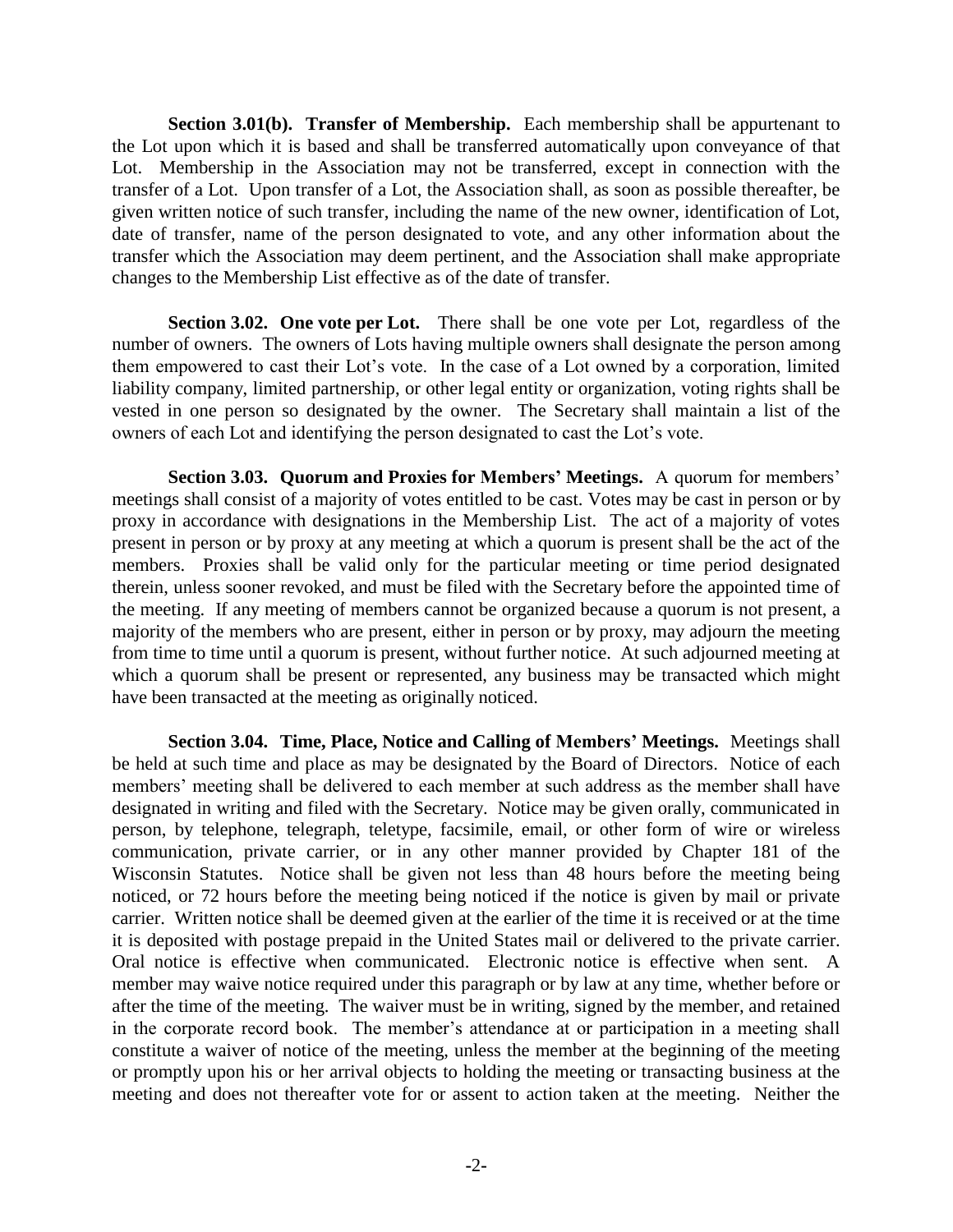**Section 3.01(b). Transfer of Membership.** Each membership shall be appurtenant to the Lot upon which it is based and shall be transferred automatically upon conveyance of that Lot. Membership in the Association may not be transferred, except in connection with the transfer of a Lot. Upon transfer of a Lot, the Association shall, as soon as possible thereafter, be given written notice of such transfer, including the name of the new owner, identification of Lot, date of transfer, name of the person designated to vote, and any other information about the transfer which the Association may deem pertinent, and the Association shall make appropriate changes to the Membership List effective as of the date of transfer.

**Section 3.02. One vote per Lot.** There shall be one vote per Lot, regardless of the number of owners. The owners of Lots having multiple owners shall designate the person among them empowered to cast their Lot's vote. In the case of a Lot owned by a corporation, limited liability company, limited partnership, or other legal entity or organization, voting rights shall be vested in one person so designated by the owner. The Secretary shall maintain a list of the owners of each Lot and identifying the person designated to cast the Lot's vote.

**Section 3.03. Quorum and Proxies for Members' Meetings.** A quorum for members' meetings shall consist of a majority of votes entitled to be cast. Votes may be cast in person or by proxy in accordance with designations in the Membership List. The act of a majority of votes present in person or by proxy at any meeting at which a quorum is present shall be the act of the members. Proxies shall be valid only for the particular meeting or time period designated therein, unless sooner revoked, and must be filed with the Secretary before the appointed time of the meeting. If any meeting of members cannot be organized because a quorum is not present, a majority of the members who are present, either in person or by proxy, may adjourn the meeting from time to time until a quorum is present, without further notice. At such adjourned meeting at which a quorum shall be present or represented, any business may be transacted which might have been transacted at the meeting as originally noticed.

**Section 3.04. Time, Place, Notice and Calling of Members' Meetings.** Meetings shall be held at such time and place as may be designated by the Board of Directors. Notice of each members' meeting shall be delivered to each member at such address as the member shall have designated in writing and filed with the Secretary. Notice may be given orally, communicated in person, by telephone, telegraph, teletype, facsimile, email, or other form of wire or wireless communication, private carrier, or in any other manner provided by Chapter 181 of the Wisconsin Statutes. Notice shall be given not less than 48 hours before the meeting being noticed, or 72 hours before the meeting being noticed if the notice is given by mail or private carrier. Written notice shall be deemed given at the earlier of the time it is received or at the time it is deposited with postage prepaid in the United States mail or delivered to the private carrier. Oral notice is effective when communicated. Electronic notice is effective when sent. A member may waive notice required under this paragraph or by law at any time, whether before or after the time of the meeting. The waiver must be in writing, signed by the member, and retained in the corporate record book. The member's attendance at or participation in a meeting shall constitute a waiver of notice of the meeting, unless the member at the beginning of the meeting or promptly upon his or her arrival objects to holding the meeting or transacting business at the meeting and does not thereafter vote for or assent to action taken at the meeting. Neither the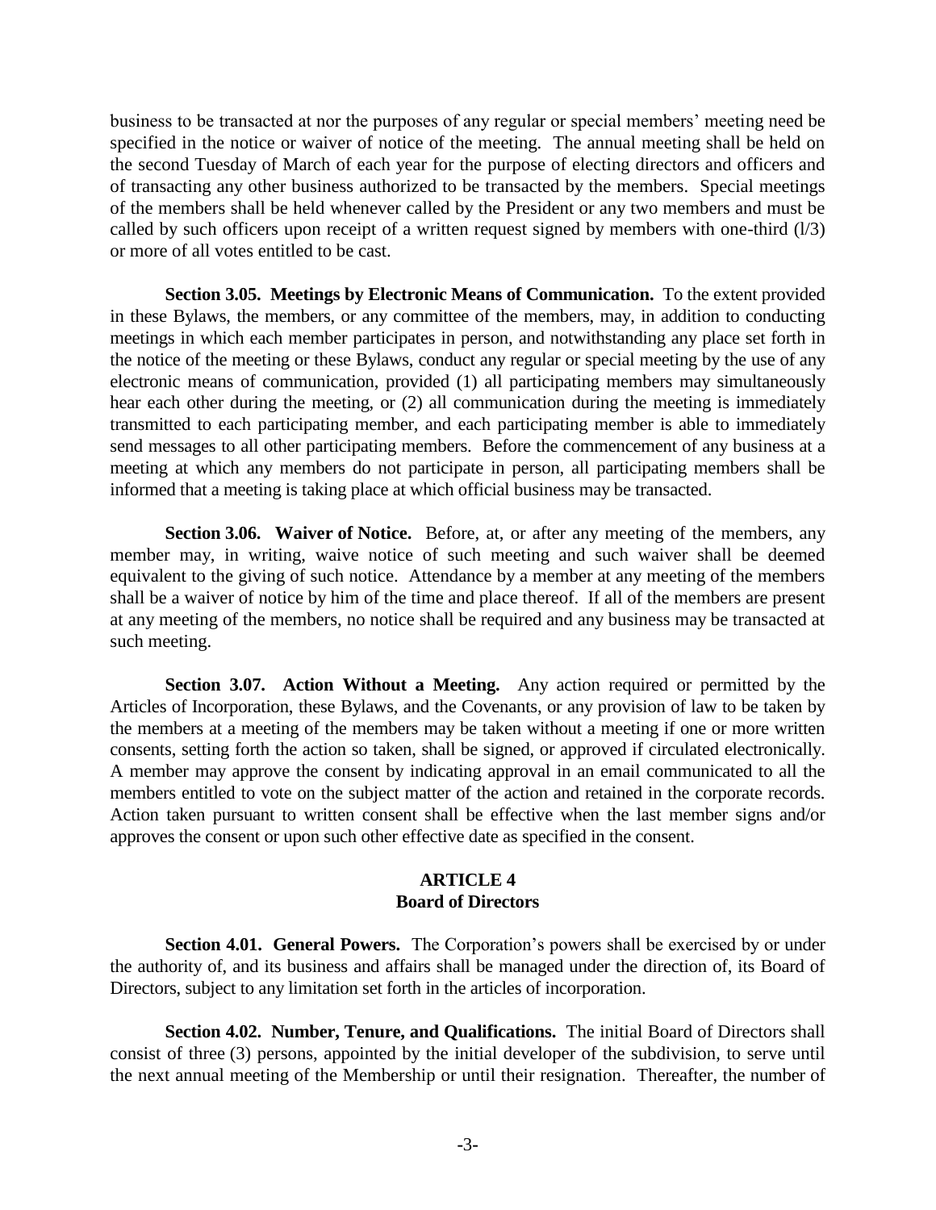business to be transacted at nor the purposes of any regular or special members' meeting need be specified in the notice or waiver of notice of the meeting. The annual meeting shall be held on the second Tuesday of March of each year for the purpose of electing directors and officers and of transacting any other business authorized to be transacted by the members. Special meetings of the members shall be held whenever called by the President or any two members and must be called by such officers upon receipt of a written request signed by members with one-third (l/3) or more of all votes entitled to be cast.

**Section 3.05. Meetings by Electronic Means of Communication.** To the extent provided in these Bylaws, the members, or any committee of the members, may, in addition to conducting meetings in which each member participates in person, and notwithstanding any place set forth in the notice of the meeting or these Bylaws, conduct any regular or special meeting by the use of any electronic means of communication, provided (1) all participating members may simultaneously hear each other during the meeting, or (2) all communication during the meeting is immediately transmitted to each participating member, and each participating member is able to immediately send messages to all other participating members. Before the commencement of any business at a meeting at which any members do not participate in person, all participating members shall be informed that a meeting is taking place at which official business may be transacted.

**Section 3.06. Waiver of Notice.** Before, at, or after any meeting of the members, any member may, in writing, waive notice of such meeting and such waiver shall be deemed equivalent to the giving of such notice. Attendance by a member at any meeting of the members shall be a waiver of notice by him of the time and place thereof. If all of the members are present at any meeting of the members, no notice shall be required and any business may be transacted at such meeting.

**Section 3.07. Action Without a Meeting.** Any action required or permitted by the Articles of Incorporation, these Bylaws, and the Covenants, or any provision of law to be taken by the members at a meeting of the members may be taken without a meeting if one or more written consents, setting forth the action so taken, shall be signed, or approved if circulated electronically. A member may approve the consent by indicating approval in an email communicated to all the members entitled to vote on the subject matter of the action and retained in the corporate records. Action taken pursuant to written consent shall be effective when the last member signs and/or approves the consent or upon such other effective date as specified in the consent.

## ARTICLE 4
## Board of Directors

**Section 4.01. General Powers.** The Corporation's powers shall be exercised by or under the authority of, and its business and affairs shall be managed under the direction of, its Board of Directors, subject to any limitation set forth in the articles of incorporation.

**Section 4.02. Number, Tenure, and Qualifications.** The initial Board of Directors shall consist of three (3) persons, appointed by the initial developer of the subdivision, to serve until the next annual meeting of the Membership or until their resignation. Thereafter, the number of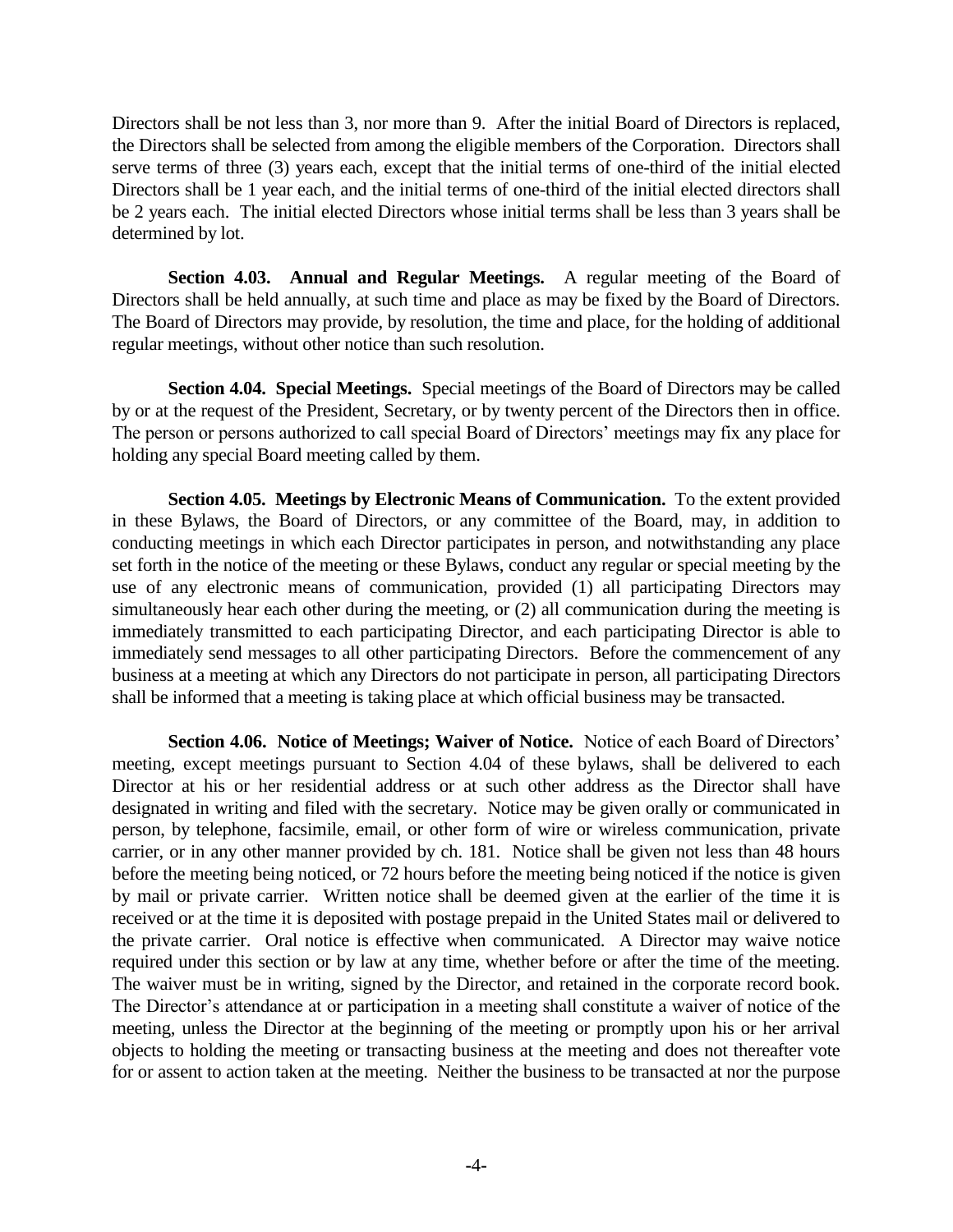Directors shall be not less than 3, nor more than 9. After the initial Board of Directors is replaced, the Directors shall be selected from among the eligible members of the Corporation. Directors shall serve terms of three (3) years each, except that the initial terms of one-third of the initial elected Directors shall be 1 year each, and the initial terms of one-third of the initial elected directors shall be 2 years each. The initial elected Directors whose initial terms shall be less than 3 years shall be determined by lot.

**Section 4.03. Annual and Regular Meetings.** A regular meeting of the Board of Directors shall be held annually, at such time and place as may be fixed by the Board of Directors. The Board of Directors may provide, by resolution, the time and place, for the holding of additional regular meetings, without other notice than such resolution.

**Section 4.04. Special Meetings.** Special meetings of the Board of Directors may be called by or at the request of the President, Secretary, or by twenty percent of the Directors then in office. The person or persons authorized to call special Board of Directors' meetings may fix any place for holding any special Board meeting called by them.

**Section 4.05. Meetings by Electronic Means of Communication.** To the extent provided in these Bylaws, the Board of Directors, or any committee of the Board, may, in addition to conducting meetings in which each Director participates in person, and notwithstanding any place set forth in the notice of the meeting or these Bylaws, conduct any regular or special meeting by the use of any electronic means of communication, provided (1) all participating Directors may simultaneously hear each other during the meeting, or (2) all communication during the meeting is immediately transmitted to each participating Director, and each participating Director is able to immediately send messages to all other participating Directors. Before the commencement of any business at a meeting at which any Directors do not participate in person, all participating Directors shall be informed that a meeting is taking place at which official business may be transacted.

**Section 4.06. Notice of Meetings; Waiver of Notice.** Notice of each Board of Directors' meeting, except meetings pursuant to Section 4.04 of these bylaws, shall be delivered to each Director at his or her residential address or at such other address as the Director shall have designated in writing and filed with the secretary. Notice may be given orally or communicated in person, by telephone, facsimile, email, or other form of wire or wireless communication, private carrier, or in any other manner provided by ch. 181. Notice shall be given not less than 48 hours before the meeting being noticed, or 72 hours before the meeting being noticed if the notice is given by mail or private carrier. Written notice shall be deemed given at the earlier of the time it is received or at the time it is deposited with postage prepaid in the United States mail or delivered to the private carrier. Oral notice is effective when communicated. A Director may waive notice required under this section or by law at any time, whether before or after the time of the meeting. The waiver must be in writing, signed by the Director, and retained in the corporate record book. The Director's attendance at or participation in a meeting shall constitute a waiver of notice of the meeting, unless the Director at the beginning of the meeting or promptly upon his or her arrival objects to holding the meeting or transacting business at the meeting and does not thereafter vote for or assent to action taken at the meeting. Neither the business to be transacted at nor the purpose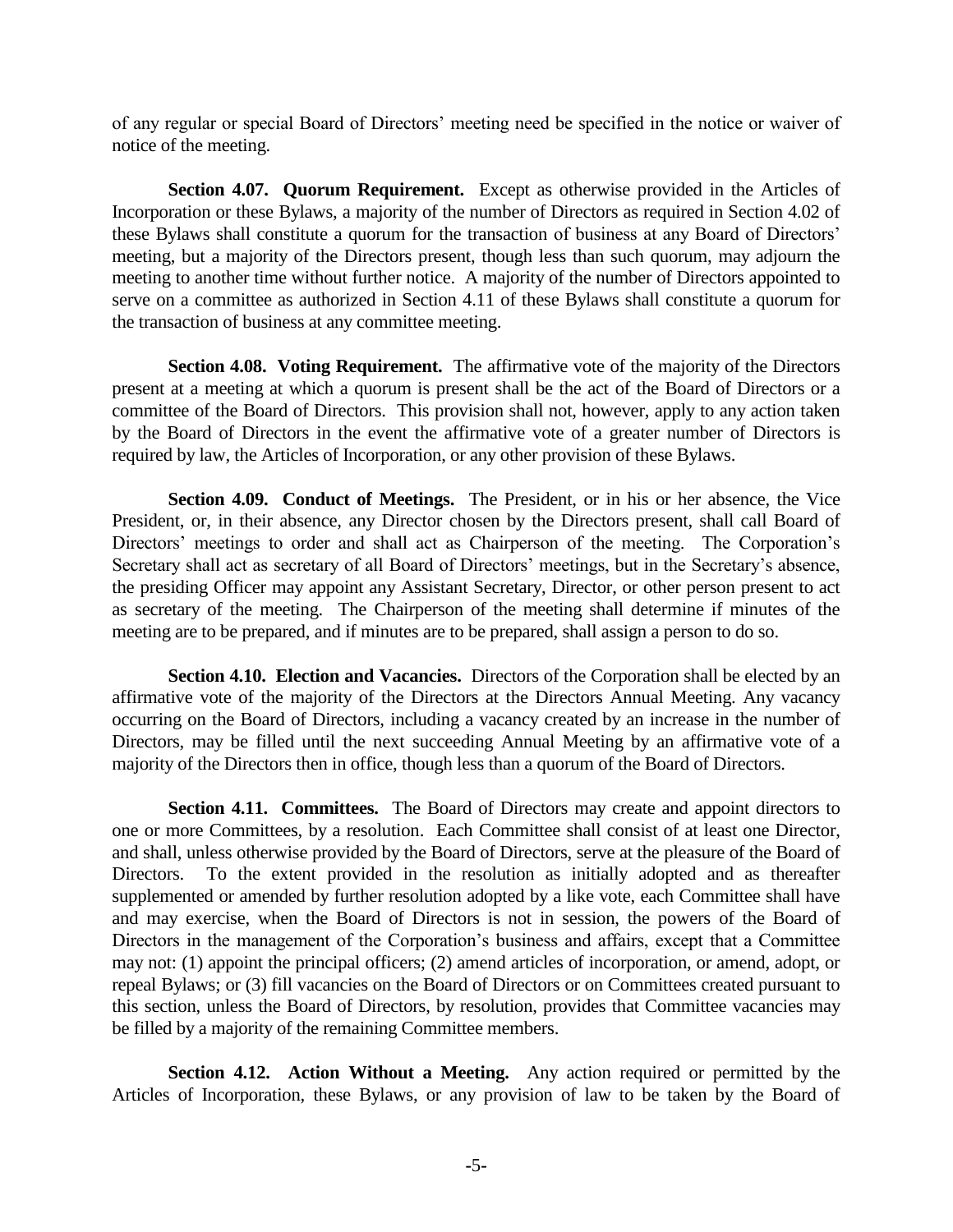of any regular or special Board of Directors' meeting need be specified in the notice or waiver of notice of the meeting.

**Section 4.07. Quorum Requirement.** Except as otherwise provided in the Articles of Incorporation or these Bylaws, a majority of the number of Directors as required in Section 4.02 of these Bylaws shall constitute a quorum for the transaction of business at any Board of Directors' meeting, but a majority of the Directors present, though less than such quorum, may adjourn the meeting to another time without further notice. A majority of the number of Directors appointed to serve on a committee as authorized in Section 4.11 of these Bylaws shall constitute a quorum for the transaction of business at any committee meeting.

**Section 4.08. Voting Requirement.** The affirmative vote of the majority of the Directors present at a meeting at which a quorum is present shall be the act of the Board of Directors or a committee of the Board of Directors. This provision shall not, however, apply to any action taken by the Board of Directors in the event the affirmative vote of a greater number of Directors is required by law, the Articles of Incorporation, or any other provision of these Bylaws.

**Section 4.09. Conduct of Meetings.** The President, or in his or her absence, the Vice President, or, in their absence, any Director chosen by the Directors present, shall call Board of Directors' meetings to order and shall act as Chairperson of the meeting. The Corporation's Secretary shall act as secretary of all Board of Directors' meetings, but in the Secretary's absence, the presiding Officer may appoint any Assistant Secretary, Director, or other person present to act as secretary of the meeting. The Chairperson of the meeting shall determine if minutes of the meeting are to be prepared, and if minutes are to be prepared, shall assign a person to do so.

**Section 4.10. Election and Vacancies.** Directors of the Corporation shall be elected by an affirmative vote of the majority of the Directors at the Directors Annual Meeting. Any vacancy occurring on the Board of Directors, including a vacancy created by an increase in the number of Directors, may be filled until the next succeeding Annual Meeting by an affirmative vote of a majority of the Directors then in office, though less than a quorum of the Board of Directors.

**Section 4.11. Committees.** The Board of Directors may create and appoint directors to one or more Committees, by a resolution. Each Committee shall consist of at least one Director, and shall, unless otherwise provided by the Board of Directors, serve at the pleasure of the Board of Directors. To the extent provided in the resolution as initially adopted and as thereafter supplemented or amended by further resolution adopted by a like vote, each Committee shall have and may exercise, when the Board of Directors is not in session, the powers of the Board of Directors in the management of the Corporation's business and affairs, except that a Committee may not: (1) appoint the principal officers; (2) amend articles of incorporation, or amend, adopt, or repeal Bylaws; or (3) fill vacancies on the Board of Directors or on Committees created pursuant to this section, unless the Board of Directors, by resolution, provides that Committee vacancies may be filled by a majority of the remaining Committee members.

**Section 4.12. Action Without a Meeting.** Any action required or permitted by the Articles of Incorporation, these Bylaws, or any provision of law to be taken by the Board of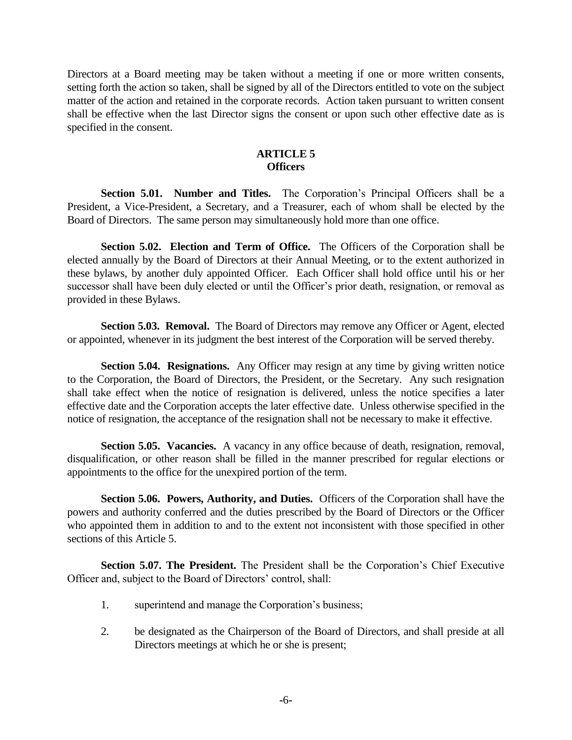Directors at a Board meeting may be taken without a meeting if one or more written consents, setting forth the action so taken, shall be signed by all of the Directors entitled to vote on the subject matter of the action and retained in the corporate records. Action taken pursuant to written consent shall be effective when the last Director signs the consent or upon such other effective date as is specified in the consent.

## ARTICLE 5
## Officers

**Section 5.01. Number and Titles.** The Corporation's Principal Officers shall be a President, a Vice-President, a Secretary, and a Treasurer, each of whom shall be elected by the Board of Directors. The same person may simultaneously hold more than one office.

**Section 5.02. Election and Term of Office.** The Officers of the Corporation shall be elected annually by the Board of Directors at their Annual Meeting, or to the extent authorized in these bylaws, by another duly appointed Officer. Each Officer shall hold office until his or her successor shall have been duly elected or until the Officer's prior death, resignation, or removal as provided in these Bylaws.

**Section 5.03. Removal.** The Board of Directors may remove any Officer or Agent, elected or appointed, whenever in its judgment the best interest of the Corporation will be served thereby.

**Section 5.04. Resignations.** Any Officer may resign at any time by giving written notice to the Corporation, the Board of Directors, the President, or the Secretary. Any such resignation shall take effect when the notice of resignation is delivered, unless the notice specifies a later effective date and the Corporation accepts the later effective date. Unless otherwise specified in the notice of resignation, the acceptance of the resignation shall not be necessary to make it effective.

**Section 5.05. Vacancies.** A vacancy in any office because of death, resignation, removal, disqualification, or other reason shall be filled in the manner prescribed for regular elections or appointments to the office for the unexpired portion of the term.

**Section 5.06. Powers, Authority, and Duties.** Officers of the Corporation shall have the powers and authority conferred and the duties prescribed by the Board of Directors or the Officer who appointed them in addition to and to the extent not inconsistent with those specified in other sections of this Article 5.

**Section 5.07. The President.** The President shall be the Corporation's Chief Executive Officer and, subject to the Board of Directors' control, shall:

1. superintend and manage the Corporation's business;

2. be designated as the Chairperson of the Board of Directors, and shall preside at all Directors meetings at which he or she is present;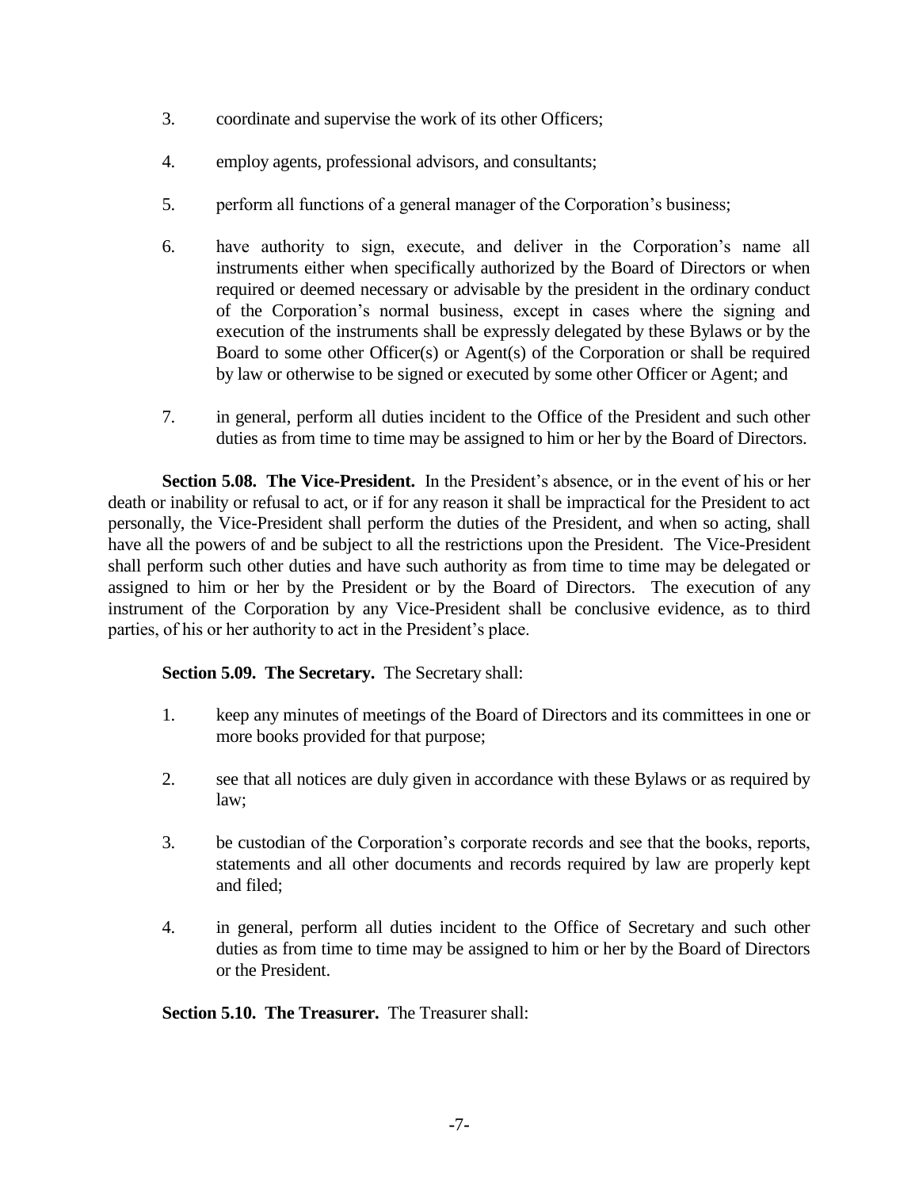3. coordinate and supervise the work of its other Officers;

4. employ agents, professional advisors, and consultants;

5. perform all functions of a general manager of the Corporation's business;

6. have authority to sign, execute, and deliver in the Corporation's name all instruments either when specifically authorized by the Board of Directors or when required or deemed necessary or advisable by the president in the ordinary conduct of the Corporation's normal business, except in cases where the signing and execution of the instruments shall be expressly delegated by these Bylaws or by the Board to some other Officer(s) or Agent(s) of the Corporation or shall be required by law or otherwise to be signed or executed by some other Officer or Agent; and

7. in general, perform all duties incident to the Office of the President and such other duties as from time to time may be assigned to him or her by the Board of Directors.

**Section 5.08. The Vice-President.** In the President's absence, or in the event of his or her death or inability or refusal to act, or if for any reason it shall be impractical for the President to act personally, the Vice-President shall perform the duties of the President, and when so acting, shall have all the powers of and be subject to all the restrictions upon the President. The Vice-President shall perform such other duties and have such authority as from time to time may be delegated or assigned to him or her by the President or by the Board of Directors. The execution of any instrument of the Corporation by any Vice-President shall be conclusive evidence, as to third parties, of his or her authority to act in the President's place.

**Section 5.09. The Secretary.** The Secretary shall:

1. keep any minutes of meetings of the Board of Directors and its committees in one or more books provided for that purpose;

2. see that all notices are duly given in accordance with these Bylaws or as required by law;

3. be custodian of the Corporation's corporate records and see that the books, reports, statements and all other documents and records required by law are properly kept and filed;

4. in general, perform all duties incident to the Office of Secretary and such other duties as from time to time may be assigned to him or her by the Board of Directors or the President.

**Section 5.10. The Treasurer.** The Treasurer shall: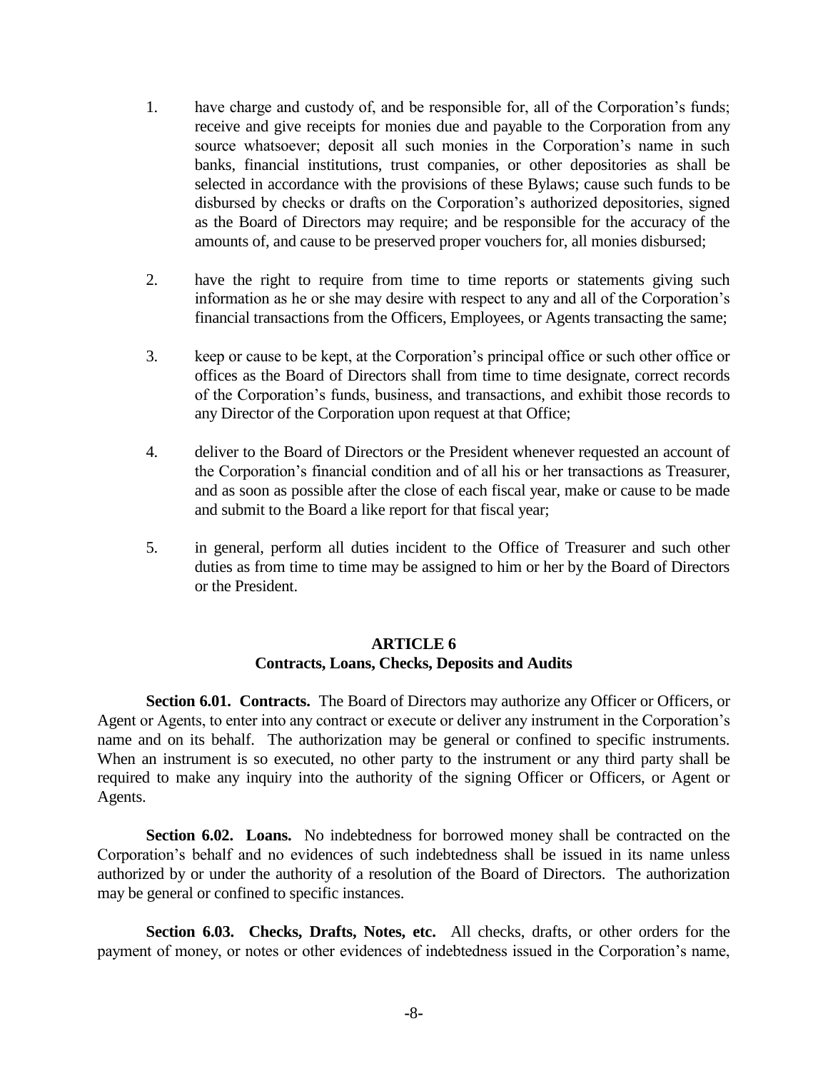1. have charge and custody of, and be responsible for, all of the Corporation's funds; receive and give receipts for monies due and payable to the Corporation from any source whatsoever; deposit all such monies in the Corporation's name in such banks, financial institutions, trust companies, or other depositories as shall be selected in accordance with the provisions of these Bylaws; cause such funds to be disbursed by checks or drafts on the Corporation's authorized depositories, signed as the Board of Directors may require; and be responsible for the accuracy of the amounts of, and cause to be preserved proper vouchers for, all monies disbursed;

2. have the right to require from time to time reports or statements giving such information as he or she may desire with respect to any and all of the Corporation's financial transactions from the Officers, Employees, or Agents transacting the same;

3. keep or cause to be kept, at the Corporation's principal office or such other office or offices as the Board of Directors shall from time to time designate, correct records of the Corporation's funds, business, and transactions, and exhibit those records to any Director of the Corporation upon request at that Office;

4. deliver to the Board of Directors or the President whenever requested an account of the Corporation's financial condition and of all his or her transactions as Treasurer, and as soon as possible after the close of each fiscal year, make or cause to be made and submit to the Board a like report for that fiscal year;

5. in general, perform all duties incident to the Office of Treasurer and such other duties as from time to time may be assigned to him or her by the Board of Directors or the President.

## ARTICLE 6
## Contracts, Loans, Checks, Deposits and Audits

**Section 6.01. Contracts.** The Board of Directors may authorize any Officer or Officers, or Agent or Agents, to enter into any contract or execute or deliver any instrument in the Corporation's name and on its behalf. The authorization may be general or confined to specific instruments. When an instrument is so executed, no other party to the instrument or any third party shall be required to make any inquiry into the authority of the signing Officer or Officers, or Agent or Agents.

**Section 6.02. Loans.** No indebtedness for borrowed money shall be contracted on the Corporation's behalf and no evidences of such indebtedness shall be issued in its name unless authorized by or under the authority of a resolution of the Board of Directors. The authorization may be general or confined to specific instances.

**Section 6.03. Checks, Drafts, Notes, etc.** All checks, drafts, or other orders for the payment of money, or notes or other evidences of indebtedness issued in the Corporation's name,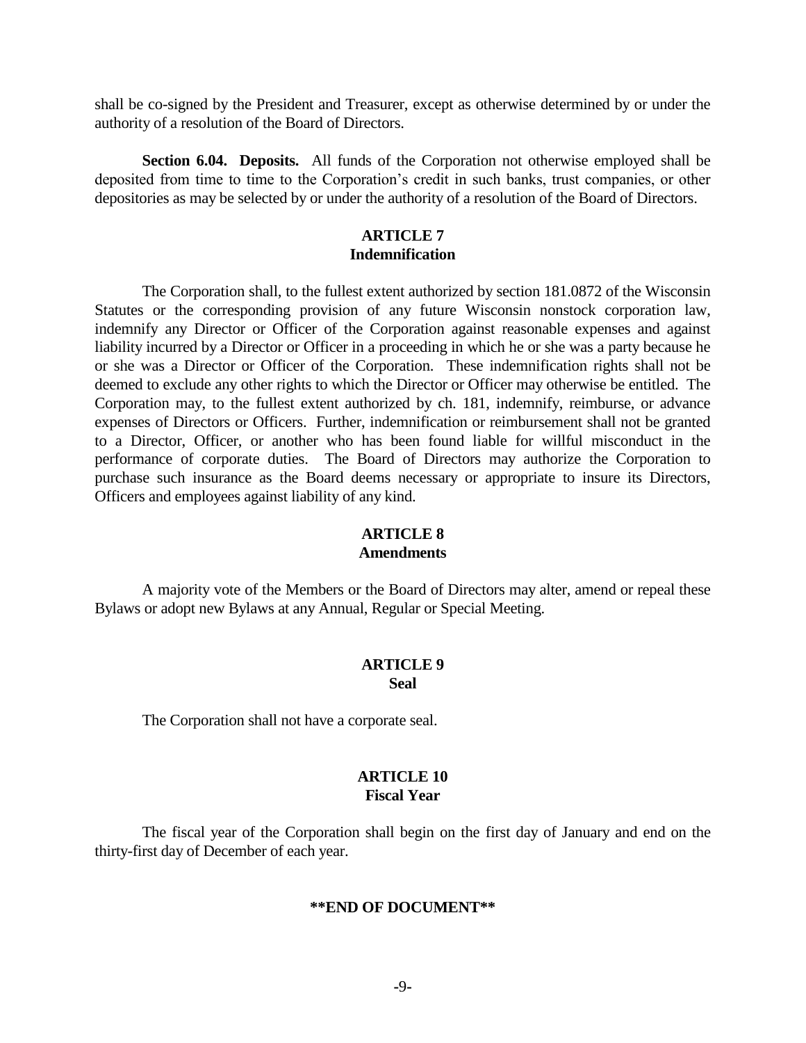shall be co-signed by the President and Treasurer, except as otherwise determined by or under the authority of a resolution of the Board of Directors.

**Section 6.04. Deposits.** All funds of the Corporation not otherwise employed shall be deposited from time to time to the Corporation's credit in such banks, trust companies, or other depositories as may be selected by or under the authority of a resolution of the Board of Directors.

## ARTICLE 7
## Indemnification

The Corporation shall, to the fullest extent authorized by section 181.0872 of the Wisconsin Statutes or the corresponding provision of any future Wisconsin nonstock corporation law, indemnify any Director or Officer of the Corporation against reasonable expenses and against liability incurred by a Director or Officer in a proceeding in which he or she was a party because he or she was a Director or Officer of the Corporation. These indemnification rights shall not be deemed to exclude any other rights to which the Director or Officer may otherwise be entitled. The Corporation may, to the fullest extent authorized by ch. 181, indemnify, reimburse, or advance expenses of Directors or Officers. Further, indemnification or reimbursement shall not be granted to a Director, Officer, or another who has been found liable for willful misconduct in the performance of corporate duties. The Board of Directors may authorize the Corporation to purchase such insurance as the Board deems necessary or appropriate to insure its Directors, Officers and employees against liability of any kind.

## ARTICLE 8
## Amendments

A majority vote of the Members or the Board of Directors may alter, amend or repeal these Bylaws or adopt new Bylaws at any Annual, Regular or Special Meeting.

## ARTICLE 9
## Seal

The Corporation shall not have a corporate seal.

## ARTICLE 10
## Fiscal Year

The fiscal year of the Corporation shall begin on the first day of January and end on the thirty-first day of December of each year.

**\*\*END OF DOCUMENT\*\***